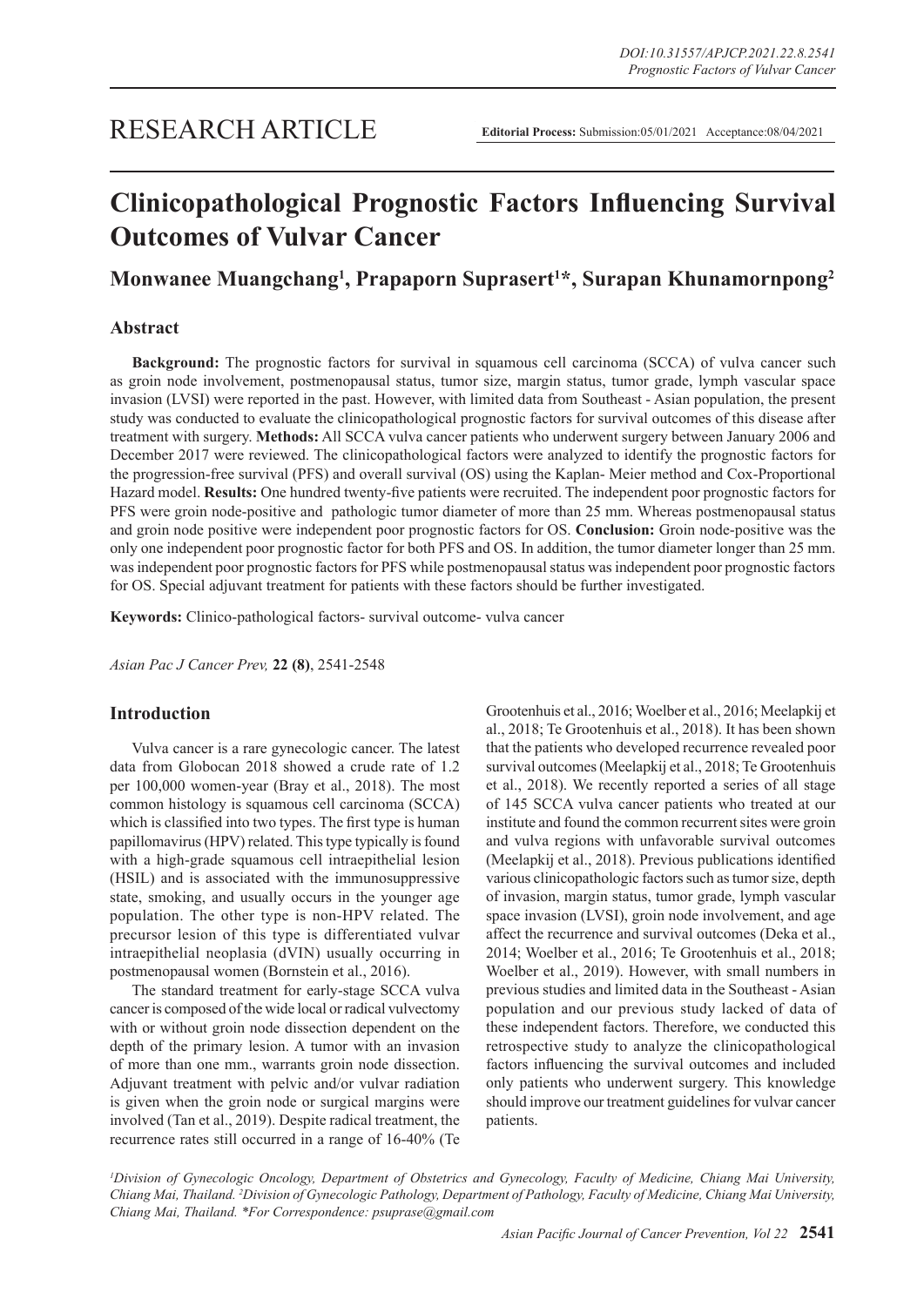# RESEARCH ARTICLE

**Editorial Process:** Submission:05/01/2021 Acceptance:08/04/2021

# Clinicopathological Prognostic Factors Influencing Survival Outcomes of Vulvar Cancer

## Monwanee Muangchang[1], Prapaporn Suprasert[1]*, Surapan Khunamornpong[2]

## Abstract

**Background:** The prognostic factors for survival in squamous cell carcinoma (SCCA) of vulva cancer such as groin node involvement, postmenopausal status, tumor size, margin status, tumor grade, lymph vascular space invasion (LVSI) were reported in the past. However, with limited data from Southeast - Asian population, the present study was conducted to evaluate the clinicopathological prognostic factors for survival outcomes of this disease after treatment with surgery. **Methods:** All SCCA vulva cancer patients who underwent surgery between January 2006 and December 2017 were reviewed. The clinicopathological factors were analyzed to identify the prognostic factors for the progression-free survival (PFS) and overall survival (OS) using the Kaplan- Meier method and Cox-Proportional Hazard model. **Results:** One hundred twenty-five patients were recruited. The independent poor prognostic factors for PFS were groin node-positive and pathologic tumor diameter of more than 25 mm. Whereas postmenopausal status and groin node positive were independent poor prognostic factors for OS. **Conclusion:** Groin node-positive was the only one independent poor prognostic factor for both PFS and OS. In addition, the tumor diameter longer than 25 mm. was independent poor prognostic factors for PFS while postmenopausal status was independent poor prognostic factors for OS. Special adjuvant treatment for patients with these factors should be further investigated.

**Keywords:** Clinico-pathological factors- survival outcome- vulva cancer

*Asian Pac J Cancer Prev,* **22 (8)**, 2541-2548

## Introduction

Vulva cancer is a rare gynecologic cancer. The latest data from Globocan 2018 showed a crude rate of 1.2 per 100,000 women-year (Bray et al., 2018). The most common histology is squamous cell carcinoma (SCCA) which is classified into two types. The first type is human papillomavirus (HPV) related. This type typically is found with a high-grade squamous cell intraepithelial lesion (HSIL) and is associated with the immunosuppressive state, smoking, and usually occurs in the younger age population. The other type is non-HPV related. The precursor lesion of this type is differentiated vulvar intraepithelial neoplasia (dVIN) usually occurring in postmenopausal women (Bornstein et al., 2016).

The standard treatment for early-stage SCCA vulva cancer is composed of the wide local or radical vulvectomy with or without groin node dissection dependent on the depth of the primary lesion. A tumor with an invasion of more than one mm., warrants groin node dissection. Adjuvant treatment with pelvic and/or vulvar radiation is given when the groin node or surgical margins were involved (Tan et al., 2019). Despite radical treatment, the recurrence rates still occurred in a range of 16-40% (Te Grootenhuis et al., 2016; Woelber et al., 2016; Meelapkij et al., 2018; Te Grootenhuis et al., 2018). It has been shown that the patients who developed recurrence revealed poor survival outcomes (Meelapkij et al., 2018; Te Grootenhuis et al., 2018). We recently reported a series of all stage of 145 SCCA vulva cancer patients who treated at our institute and found the common recurrent sites were groin and vulva regions with unfavorable survival outcomes (Meelapkij et al., 2018). Previous publications identified various clinicopathologic factors such as tumor size, depth of invasion, margin status, tumor grade, lymph vascular space invasion (LVSI), groin node involvement, and age affect the recurrence and survival outcomes (Deka et al., 2014; Woelber et al., 2016; Te Grootenhuis et al., 2018; Woelber et al., 2019). However, with small numbers in previous studies and limited data in the Southeast - Asian population and our previous study lacked of data of these independent factors. Therefore, we conducted this retrospective study to analyze the clinicopathological factors influencing the survival outcomes and included only patients who underwent surgery. This knowledge should improve our treatment guidelines for vulvar cancer patients.

[1]Division of Gynecologic Oncology, Department of Obstetrics and Gynecology, Faculty of Medicine, Chiang Mai University, Chiang Mai, Thailand. [2]Division of Gynecologic Pathology, Department of Pathology, Faculty of Medicine, Chiang Mai University, Chiang Mai, Thailand. *For Correspondence: psuprase@gmail.com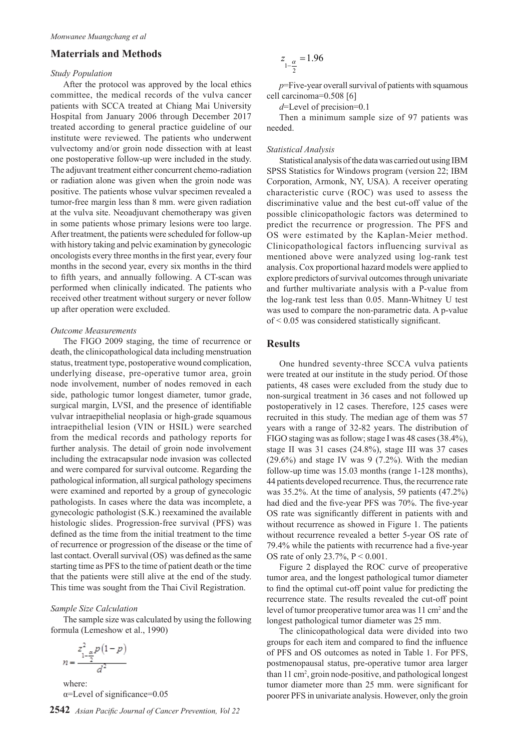## Materrials and Methods

### Study Population

After the protocol was approved by the local ethics committee, the medical records of the vulva cancer patients with SCCA treated at Chiang Mai University Hospital from January 2006 through December 2017 treated according to general practice guideline of our institute were reviewed. The patients who underwent vulvectomy and/or groin node dissection with at least one postoperative follow-up were included in the study. The adjuvant treatment either concurrent chemo-radiation or radiation alone was given when the groin node was positive. The patients whose vulvar specimen revealed a tumor-free margin less than 8 mm. were given radiation at the vulva site. Neoadjuvant chemotherapy was given in some patients whose primary lesions were too large. After treatment, the patients were scheduled for follow-up with history taking and pelvic examination by gynecologic oncologists every three months in the first year, every four months in the second year, every six months in the third to fifth years, and annually following. A CT-scan was performed when clinically indicated. The patients who received other treatment without surgery or never follow up after operation were excluded.

### Outcome Measurements

The FIGO 2009 staging, the time of recurrence or death, the clinicopathological data including menstruation status, treatment type, postoperative wound complication, underlying disease, pre-operative tumor area, groin node involvement, number of nodes removed in each side, pathologic tumor longest diameter, tumor grade, surgical margin, LVSI, and the presence of identifiable vulvar intraepithelial neoplasia or high-grade squamous intraepithelial lesion (VIN or HSIL) were searched from the medical records and pathology reports for further analysis. The detail of groin node involvement including the extracapsular node invasion was collected and were compared for survival outcome. Regarding the pathological information, all surgical pathology specimens were examined and reported by a group of gynecologic pathologists. In cases where the data was incomplete, a gynecologic pathologist (S.K.) reexamined the available histologic slides. Progression-free survival (PFS) was defined as the time from the initial treatment to the time of recurrence or progression of the disease or the time of last contact. Overall survival (OS) was defined as the same starting time as PFS to the time of patient death or the time that the patients were still alive at the end of the study. This time was sought from the Thai Civil Registration.

### Sample Size Calculation

The sample size was calculated by using the following formula (Lemeshow et al., 1990)

$$n = \frac{z^2_{1-\frac{\alpha}{2}}\, p(1-p)}{d^2}$$

where:

$\alpha$=Level of significance=0.05

$$z_{1-\frac{\alpha}{2}} = 1.96$$

$p$=Five-year overall survival of patients with squamous cell carcinoma=0.508 [6]

$d$=Level of precision=0.1

Then a minimum sample size of 97 patients was needed.

### Statistical Analysis

Statistical analysis of the data was carried out using IBM SPSS Statistics for Windows program (version 22; IBM Corporation, Armonk, NY, USA). A receiver operating characteristic curve (ROC) was used to assess the discriminative value and the best cut-off value of the possible clinicopathologic factors was determined to predict the recurrence or progression. The PFS and OS were estimated by the Kaplan-Meier method. Clinicopathological factors influencing survival as mentioned above were analyzed using log-rank test analysis. Cox proportional hazard models were applied to explore predictors of survival outcomes through univariate and further multivariate analysis with a P-value from the log-rank test less than 0.05. Mann-Whitney U test was used to compare the non-parametric data. A p-value of < 0.05 was considered statistically significant.

## Results

One hundred seventy-three SCCA vulva patients were treated at our institute in the study period. Of those patients, 48 cases were excluded from the study due to non-surgical treatment in 36 cases and not followed up postoperatively in 12 cases. Therefore, 125 cases were recruited in this study. The median age of them was 57 years with a range of 32-82 years. The distribution of FIGO staging was as follow; stage I was 48 cases (38.4%), stage II was 31 cases (24.8%), stage III was 37 cases (29.6%) and stage IV was 9 (7.2%). With the median follow-up time was 15.03 months (range 1-128 months), 44 patients developed recurrence. Thus, the recurrence rate was 35.2%. At the time of analysis, 59 patients (47.2%) had died and the five-year PFS was 70%. The five-year OS rate was significantly different in patients with and without recurrence as showed in Figure 1. The patients without recurrence revealed a better 5-year OS rate of 79.4% while the patients with recurrence had a five-year OS rate of only 23.7%, P < 0.001.

Figure 2 displayed the ROC curve of preoperative tumor area, and the longest pathological tumor diameter to find the optimal cut-off point value for predicting the recurrence state. The results revealed the cut-off point level of tumor preoperative tumor area was 11 $cm^2$ and the longest pathological tumor diameter was 25 mm.

The clinicopathological data were divided into two groups for each item and compared to find the influence of PFS and OS outcomes as noted in Table 1. For PFS, postmenopausal status, pre-operative tumor area larger than 11 $cm^2$, groin node-positive, and pathological longest tumor diameter more than 25 mm. were significant for poorer PFS in univariate analysis. However, only the groin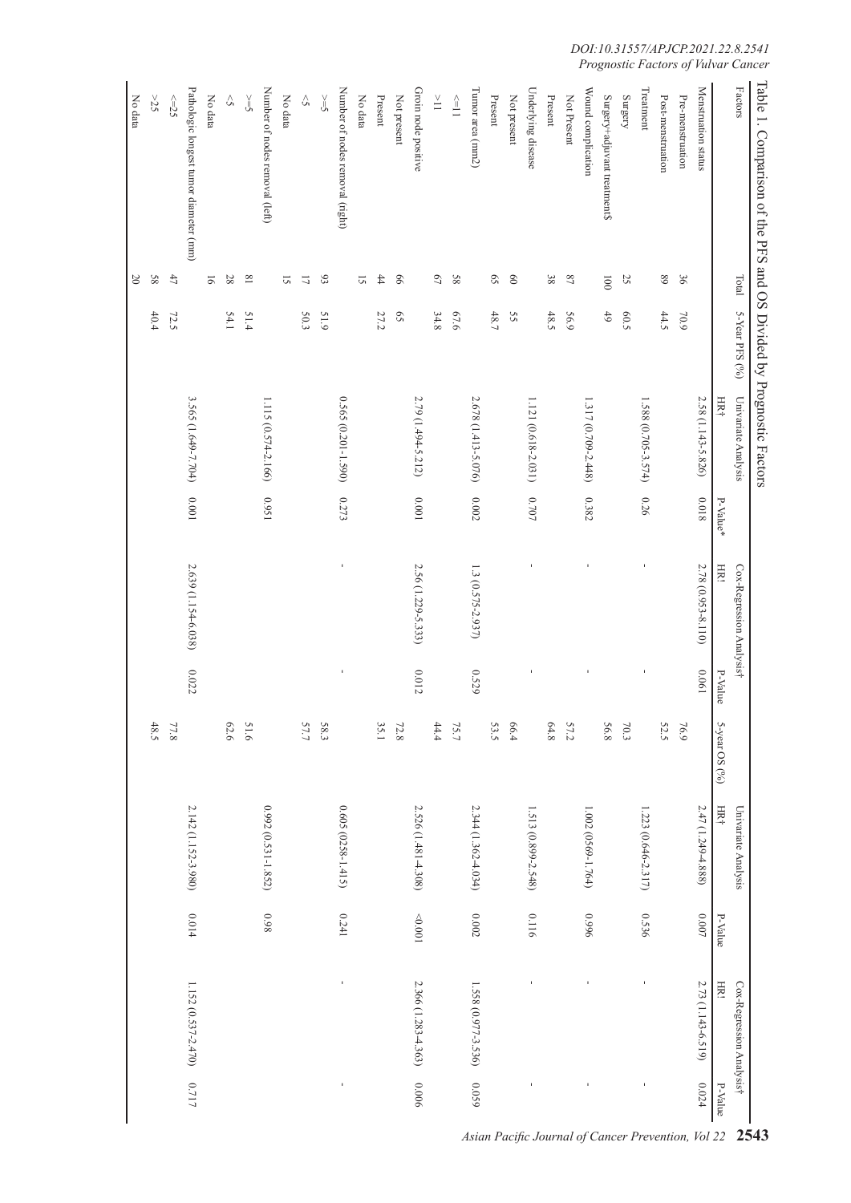Table 1. Comparison of the PFS and OS Divided by Prognostic Factors

| Factors | Total | 5-Year PFS (%) | Univariate Analysis | | Cox-Regression Analysis† | | 5-year OS (%) | Univariate Analysis | | Cox-Regression Analysis† | |
|---|---|---|---|---|---|---|---|---|---|---|---|
| | | | HR† | P-Value* | HR† | P-Value | | HR† | P-Value | HR† | P-Value |
| Menstruation status | | | 2.58 (1.143-5.826) | 0.018 | 2.78 (0.953-8.110) | 0.061 | | 2.47 (1.249-4.888) | 0.007 | 2.73 (1.143-6.519) | 0.024 |
| Pre-menstruation | 36 | 70.9 | | | | | 76.9 | | | | |
| Post-menstruation | 89 | 44.5 | | | | | 52.5 | | | | |
| Treatment | | | 1.588 (0.705-3.574) | 0.26 | - | - | | 1.223 (0.646-2.317) | 0.536 | - | - |
| Surgery | 25 | 60.5 | | | | | 70.3 | | | | |
| Surgery+adjuvant treatment$ | 100 | 49 | | | | | 56.8 | | | | |
| Wound complication | | | 1.317 (0.709-2.448) | 0.382 | - | - | | 1.002 (0569-1.764) | 0.996 | - | - |
| Not Present | 87 | 56.9 | | | | | 57.2 | | | | |
| Present | 38 | 48.5 | | | | | 64.8 | | | | |
| Underlying disease | | | 1.121 (0.618-2.031) | 0.707 | - | - | | 1.513 (0.899-2.548) | 0.116 | - | - |
| Not present | 60 | 55 | | | | | 66.4 | | | | |
| Present | 65 | 48.7 | | | | | 53.5 | | | | |
| Tumor area (mm2) | | | 2.678 (1.413-5.076) | 0.002 | 1.3 (0.575-2.937) | 0.529 | | 2.344 (1.362-4.034) | 0.002 | 1.558 (0.977-3.536) | 0.059 |
| <=11 | 58 | 67.6 | | | | | 75.7 | | | | |
| >11 | 67 | 34.8 | | | | | 44.4 | | | | |
| Groin node positive | | | 2.79 (1.494-5.212) | 0.001 | 2.56 (1.229-5.333) | 0.012 | | 2.526 (1.481-4.308) | <0.001 | 2.366 (1.283-4.363) | 0.006 |
| Not present | 66 | 65 | | | | | 72.8 | | | | |
| Present | 44 | 27.2 | | | | | 35.1 | | | | |
| No data | 15 | | | | | | | | | | |
| Number of nodes removal (right) | | | 0.565 (0.201-1.590) | 0.273 | - | - | | 0.605 (0258-1.415) | 0.241 | - | - |
| >=5 | 93 | 51.9 | | | | | 58.3 | | | | |
| <5 | 17 | 50.3 | | | | | 57.7 | | | | |
| No data | 15 | | | | | | | | | | |
| Number of nodes removal (left) | | | 1.115 (0.574-2.166) | 0.951 | | | | 0.992 (0.531-1.852) | 0.98 | | |
| >=5 | 81 | 51.4 | | | | | 51.6 | | | | |
| <5 | 28 | 54.1 | | | | | 62.6 | | | | |
| No data | 16 | | | | | | | | | | |
| Pathologic longest tumor diameter (mm) | | | 3.565 (1.649-7.704) | 0.001 | 2.639 (1.154-6.038) | 0.022 | | 2.142 (1.152-3.980) | 0.014 | 1.152 (0.537-2.470) | 0.717 |
| <=25 | 47 | 72.5 | | | | | 77.8 | | | | |
| >25 | 58 | 40.4 | | | | | 48.5 | | | | |
| No data | 20 | | | | | | | | | | |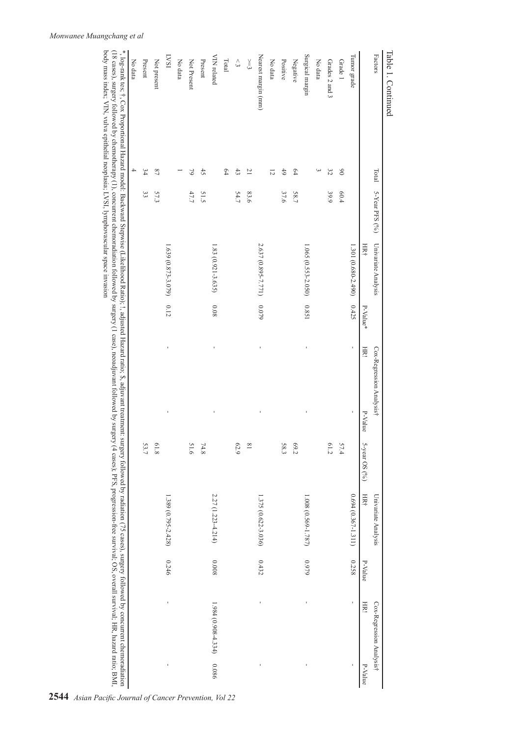Table 1. Continued

| Factors | Total | 5-Year PFS (%) | Univariate Analysis | | Cox-Regression Analysis† | | 5-year OS (%) | Univariate Analysis | | Cox-Regression Analysis† | |
|---|---|---|---|---|---|---|---|---|---|---|---|
| | | | HR† | P-Value* | HR! | P-Value | | HR† | P-Value | HR! | P-Value |
| Tumor grade | | | 1.301 (0.680-2.490) | 0.425 | - | - | | 0.694 (0.367-1.311) | 0.258 | - | - |
| Grade 1 | 90 | 60.4 | | | | | 57.4 | | | | |
| Grades 2 and 3 | 32 | 39.9 | | | | | 61.2 | | | | |
| No data | 3 | | | | | | | | | | |
| Surgical margin | | | 1.065 (0.553-2.050) | 0.851 | - | - | | 1.008 (0.569-1.787) | 0.979 | - | - |
| Negative | 64 | 58.7 | | | | | 69.2 | | | | |
| Positive | 49 | 37.6 | | | | | 58.3 | | | | |
| No data | 12 | | | | | | | | | | |
| Nearest margin (mm) | | | 2.637 (0.895-7.771) | 0.079 | - | - | | 1.375 (0.622-3.036) | 0.432 | - | - |
| >=3 | 21 | 83.6 | | | | | 81 | | | | |
| <3 | 43 | 54.7 | | | | | 62.9 | | | | |
| Total | 64 | | | | | | | | | | |
| VIN related | | | 1.83 (0.921-3.635) | 0.08 | - | - | | 2.27 (1.223-4.214) | 0.008 | 1.984 (0.908-4.334) | 0.086 |
| Present | 45 | 51.5 | | | | | 74.8 | | | | |
| Not Present | 79 | 47.7 | | | | | 51.6 | | | | |
| No data | 1 | | | | | | | | | | |
| LVSI | | | 1.639 (0.873-3.079) | 0.12 | - | - | | 1.389 (0.795-2.428) | 0.246 | - | - |
| Not present | 87 | 57.3 | | | | | 61.8 | | | | |
| Present | 34 | 33 | | | | | 53.7 | | | | |
| No data | 4 | | | | | | | | | | |

*, log-rank tes; †, Cox Proportional Hazard model: Backward Stepwise (Likelihood Ratio); !, adjusted Hazard ratio; $, adjuvant treatment: surgery followed by radiation (75 cases), surgery followed by concurrent chemoradiation (18 cases), surgery followed by chemotherapy (1), concurrent chemoradiation followed by surgery (1 case), neoadjuvant followed by surgery (4 cases); PFS, progression-free survival; OS, overall survival; HR, hazard ratio; BMI, body mass index; VIN, vulva epithelial neoplasia; LVSI, lymphovascular space invasion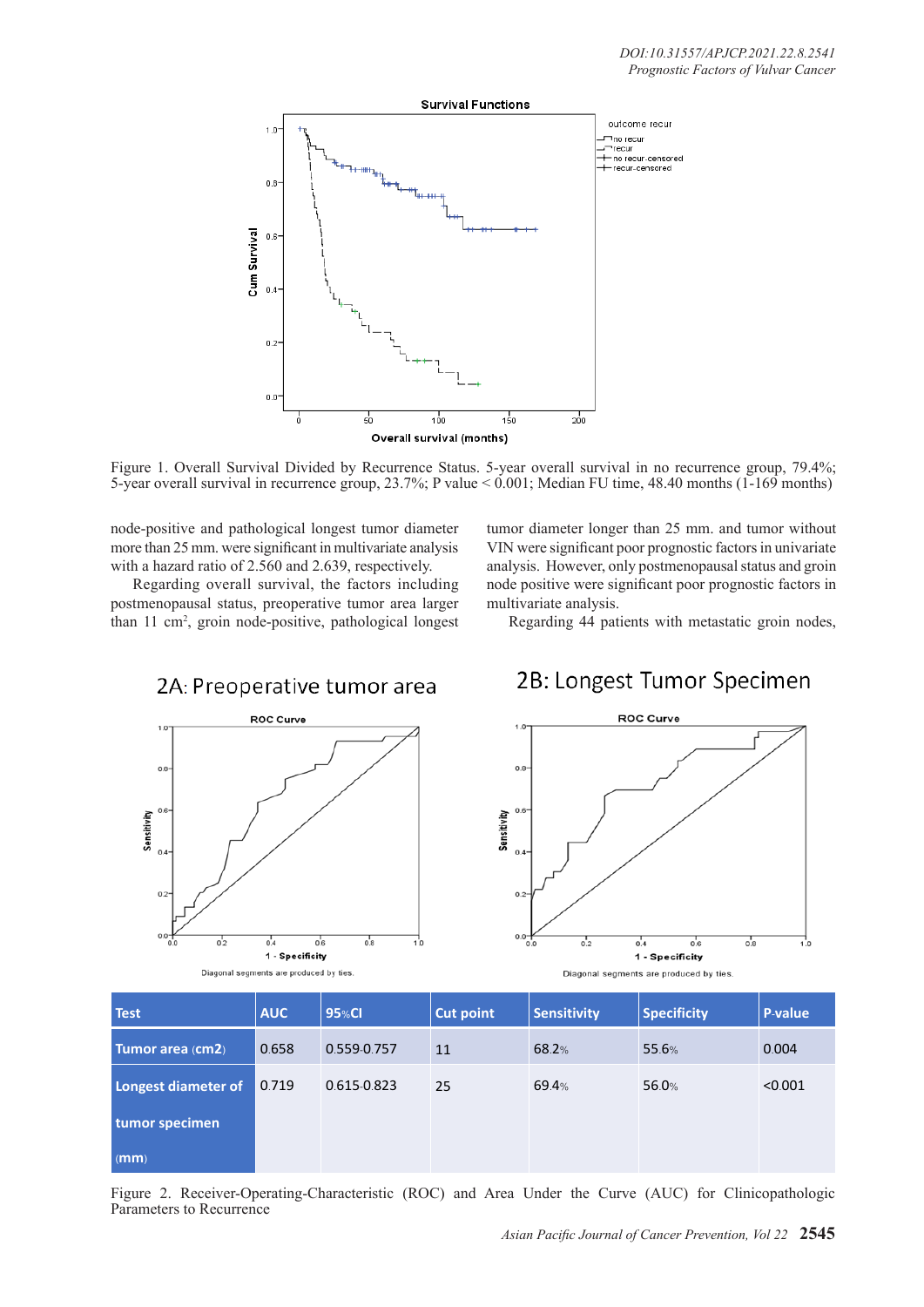Figure 1. Overall Survival Divided by Recurrence Status. 5-year overall survival in no recurrence group, 79.4%; 5-year overall survival in recurrence group, 23.7%; P value < 0.001; Median FU time, 48.40 months (1-169 months)

node-positive and pathological longest tumor diameter more than 25 mm. were significant in multivariate analysis with a hazard ratio of 2.560 and 2.639, respectively.

Regarding overall survival, the factors including postmenopausal status, preoperative tumor area larger than 11 cm$^2$, groin node-positive, pathological longest tumor diameter longer than 25 mm. and tumor without VIN were significant poor prognostic factors in univariate analysis. However, only postmenopausal status and groin node positive were significant poor prognostic factors in multivariate analysis.

Regarding 44 patients with metastatic groin nodes,

2A: Preoperative tumor area

2B: Longest Tumor Specimen

| Test | AUC | 95%CI | Cut point | Sensitivity | Specificity | P-value |
|---|---|---|---|---|---|---|
| Tumor area (cm2) | 0.658 | 0.559-0.757 | 11 | 68.2% | 55.6% | 0.004 |
| Longest diameter of tumor specimen (mm) | 0.719 | 0.615-0.823 | 25 | 69.4% | 56.0% | <0.001 |

Figure 2. Receiver-Operating-Characteristic (ROC) and Area Under the Curve (AUC) for Clinicopathologic Parameters to Recurrence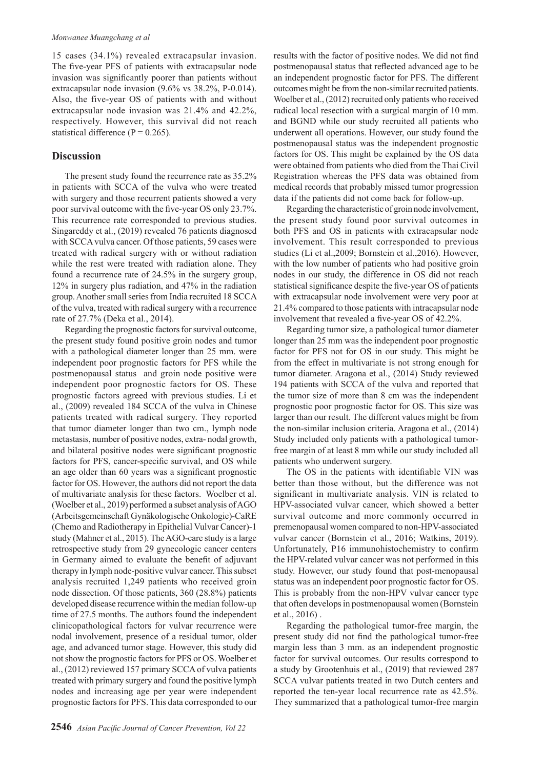15 cases (34.1%) revealed extracapsular invasion. The five-year PFS of patients with extracapsular node invasion was significantly poorer than patients without extracapsular node invasion (9.6% vs 38.2%, P-0.014). Also, the five-year OS of patients with and without extracapsular node invasion was 21.4% and 42.2%, respectively. However, this survival did not reach statistical difference (P = 0.265).

## Discussion

The present study found the recurrence rate as 35.2% in patients with SCCA of the vulva who were treated with surgery and those recurrent patients showed a very poor survival outcome with the five-year OS only 23.7%. This recurrence rate corresponded to previous studies. Singareddy et al., (2019) revealed 76 patients diagnosed with SCCA vulva cancer. Of those patients, 59 cases were treated with radical surgery with or without radiation while the rest were treated with radiation alone. They found a recurrence rate of 24.5% in the surgery group, 12% in surgery plus radiation, and 47% in the radiation group. Another small series from India recruited 18 SCCA of the vulva, treated with radical surgery with a recurrence rate of 27.7% (Deka et al., 2014).

Regarding the prognostic factors for survival outcome, the present study found positive groin nodes and tumor with a pathological diameter longer than 25 mm. were independent poor prognostic factors for PFS while the postmenopausal status and groin node positive were independent poor prognostic factors for OS. These prognostic factors agreed with previous studies. Li et al., (2009) revealed 184 SCCA of the vulva in Chinese patients treated with radical surgery. They reported that tumor diameter longer than two cm., lymph node metastasis, number of positive nodes, extra- nodal growth, and bilateral positive nodes were significant prognostic factors for PFS, cancer-specific survival, and OS while an age older than 60 years was a significant prognostic factor for OS. However, the authors did not report the data of multivariate analysis for these factors. Woelber et al. (Woelber et al., 2019) performed a subset analysis of AGO (Arbeitsgemeinschaft Gynäkologische Onkologie)-CaRE (Chemo and Radiotherapy in Epithelial Vulvar Cancer)-1 study (Mahner et al., 2015). The AGO-care study is a large retrospective study from 29 gynecologic cancer centers in Germany aimed to evaluate the benefit of adjuvant therapy in lymph node-positive vulvar cancer. This subset analysis recruited 1,249 patients who received groin node dissection. Of those patients, 360 (28.8%) patients developed disease recurrence within the median follow-up time of 27.5 months. The authors found the independent clinicopathological factors for vulvar recurrence were nodal involvement, presence of a residual tumor, older age, and advanced tumor stage. However, this study did not show the prognostic factors for PFS or OS. Woelber et al., (2012) reviewed 157 primary SCCA of vulva patients treated with primary surgery and found the positive lymph nodes and increasing age per year were independent prognostic factors for PFS. This data corresponded to our results with the factor of positive nodes. We did not find postmenopausal status that reflected advanced age to be an independent prognostic factor for PFS. The different outcomes might be from the non-similar recruited patients. Woelber et al., (2012) recruited only patients who received radical local resection with a surgical margin of 10 mm. and BGND while our study recruited all patients who underwent all operations. However, our study found the postmenopausal status was the independent prognostic factors for OS. This might be explained by the OS data were obtained from patients who died from the Thai Civil Registration whereas the PFS data was obtained from medical records that probably missed tumor progression data if the patients did not come back for follow-up.

Regarding the characteristic of groin node involvement, the present study found poor survival outcomes in both PFS and OS in patients with extracapsular node involvement. This result corresponded to previous studies (Li et al.,2009; Bornstein et al.,2016). However, with the low number of patients who had positive groin nodes in our study, the difference in OS did not reach statistical significance despite the five-year OS of patients with extracapsular node involvement were very poor at 21.4% compared to those patients with intracapsular node involvement that revealed a five-year OS of 42.2%.

Regarding tumor size, a pathological tumor diameter longer than 25 mm was the independent poor prognostic factor for PFS not for OS in our study. This might be from the effect in multivariate is not strong enough for tumor diameter. Aragona et al., (2014) Study reviewed 194 patients with SCCA of the vulva and reported that the tumor size of more than 8 cm was the independent prognostic poor prognostic factor for OS. This size was larger than our result. The different values might be from the non-similar inclusion criteria. Aragona et al., (2014) Study included only patients with a pathological tumor-free margin of at least 8 mm while our study included all patients who underwent surgery.

The OS in the patients with identifiable VIN was better than those without, but the difference was not significant in multivariate analysis. VIN is related to HPV-associated vulvar cancer, which showed a better survival outcome and more commonly occurred in premenopausal women compared to non-HPV-associated vulvar cancer (Bornstein et al., 2016; Watkins, 2019). Unfortunately, P16 immunohistochemistry to confirm the HPV-related vulvar cancer was not performed in this study. However, our study found that post-menopausal status was an independent poor prognostic factor for OS. This is probably from the non-HPV vulvar cancer type that often develops in postmenopausal women (Bornstein et al., 2016) .

Regarding the pathological tumor-free margin, the present study did not find the pathological tumor-free margin less than 3 mm. as an independent prognostic factor for survival outcomes. Our results correspond to a study by Grootenhuis et al., (2019) that reviewed 287 SCCA vulvar patients treated in two Dutch centers and reported the ten-year local recurrence rate as 42.5%. They summarized that a pathological tumor-free margin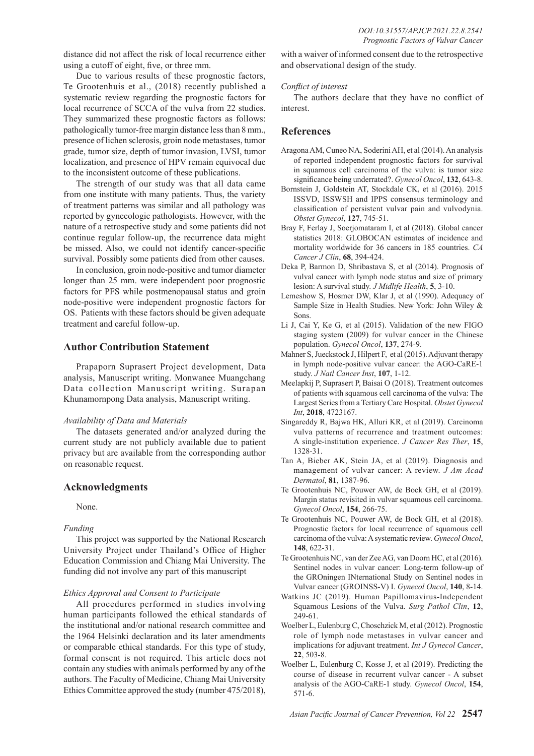distance did not affect the risk of local recurrence either using a cutoff of eight, five, or three mm.

Due to various results of these prognostic factors, Te Grootenhuis et al., (2018) recently published a systematic review regarding the prognostic factors for local recurrence of SCCA of the vulva from 22 studies. They summarized these prognostic factors as follows: pathologically tumor-free margin distance less than 8 mm., presence of lichen sclerosis, groin node metastases, tumor grade, tumor size, depth of tumor invasion, LVSI, tumor localization, and presence of HPV remain equivocal due to the inconsistent outcome of these publications.

The strength of our study was that all data came from one institute with many patients. Thus, the variety of treatment patterns was similar and all pathology was reported by gynecologic pathologists. However, with the nature of a retrospective study and some patients did not continue regular follow-up, the recurrence data might be missed. Also, we could not identify cancer-specific survival. Possibly some patients died from other causes.

In conclusion, groin node-positive and tumor diameter longer than 25 mm. were independent poor prognostic factors for PFS while postmenopausal status and groin node-positive were independent prognostic factors for OS. Patients with these factors should be given adequate treatment and careful follow-up.

## Author Contribution Statement

Prapaporn Suprasert Project development, Data analysis, Manuscript writing. Monwanee Muangchang Data collection Manuscript writing. Surapan Khunamornpong Data analysis, Manuscript writing.

*Availability of Data and Materials*

The datasets generated and/or analyzed during the current study are not publicly available due to patient privacy but are available from the corresponding author on reasonable request.

## Acknowledgments

None.

*Funding*

This project was supported by the National Research University Project under Thailand's Office of Higher Education Commission and Chiang Mai University. The funding did not involve any part of this manuscript

*Ethics Approval and Consent to Participate*

All procedures performed in studies involving human participants followed the ethical standards of the institutional and/or national research committee and the 1964 Helsinki declaration and its later amendments or comparable ethical standards. For this type of study, formal consent is not required. This article does not contain any studies with animals performed by any of the authors. The Faculty of Medicine, Chiang Mai University Ethics Committee approved the study (number 475/2018), with a waiver of informed consent due to the retrospective and observational design of the study.

*Conflict of interest*

The authors declare that they have no conflict of interest.

## References

Aragona AM, Cuneo NA, Soderini AH, et al (2014). An analysis of reported independent prognostic factors for survival in squamous cell carcinoma of the vulva: is tumor size significance being underrated?. *Gynecol Oncol*, **132**, 643-8.

Bornstein J, Goldstein AT, Stockdale CK, et al (2016). 2015 ISSVD, ISSWSH and IPPS consensus terminology and classification of persistent vulvar pain and vulvodynia. *Obstet Gynecol*, **127**, 745-51.

Bray F, Ferlay J, Soerjomataram I, et al (2018). Global cancer statistics 2018: GLOBOCAN estimates of incidence and mortality worldwide for 36 cancers in 185 countries. *CA Cancer J Clin*, **68**, 394-424.

Deka P, Barmon D, Shribastava S, et al (2014). Prognosis of vulval cancer with lymph node status and size of primary lesion: A survival study. *J Midlife Health*, **5**, 3-10.

Lemeshow S, Hosmer DW, Klar J, et al (1990). Adequacy of Sample Size in Health Studies. New York: John Wiley & Sons.

Li J, Cai Y, Ke G, et al (2015). Validation of the new FIGO staging system (2009) for vulvar cancer in the Chinese population. *Gynecol Oncol*, **137**, 274-9.

Mahner S, Jueckstock J, Hilpert F, et al (2015). Adjuvant therapy in lymph node-positive vulvar cancer: the AGO-CaRE-1 study. *J Natl Cancer Inst*, **107**, 1-12.

Meelapkij P, Suprasert P, Baisai O (2018). Treatment outcomes of patients with squamous cell carcinoma of the vulva: The Largest Series from a Tertiary Care Hospital. *Obstet Gynecol Int*, **2018**, 4723167.

Singareddy R, Bajwa HK, Alluri KR, et al (2019). Carcinoma vulva patterns of recurrence and treatment outcomes: A single-institution experience. *J Cancer Res Ther*, **15**, 1328-31.

Tan A, Bieber AK, Stein JA, et al (2019). Diagnosis and management of vulvar cancer: A review. *J Am Acad Dermatol*, **81**, 1387-96.

Te Grootenhuis NC, Pouwer AW, de Bock GH, et al (2019). Margin status revisited in vulvar squamous cell carcinoma. *Gynecol Oncol*, **154**, 266-75.

Te Grootenhuis NC, Pouwer AW, de Bock GH, et al (2018). Prognostic factors for local recurrence of squamous cell carcinoma of the vulva: A systematic review. *Gynecol Oncol*, **148**, 622-31.

Te Grootenhuis NC, van der Zee AG, van Doorn HC, et al (2016). Sentinel nodes in vulvar cancer: Long-term follow-up of the GROningen INternational Study on Sentinel nodes in Vulvar cancer (GROINSS-V) I. *Gynecol Oncol*, **140**, 8-14.

Watkins JC (2019). Human Papillomavirus-Independent Squamous Lesions of the Vulva. *Surg Pathol Clin*, **12**, 249-61.

Woelber L, Eulenburg C, Choschzick M, et al (2012). Prognostic role of lymph node metastases in vulvar cancer and implications for adjuvant treatment. *Int J Gynecol Cancer*, **22**, 503-8.

Woelber L, Eulenburg C, Kosse J, et al (2019). Predicting the course of disease in recurrent vulvar cancer - A subset analysis of the AGO-CaRE-1 study. *Gynecol Oncol*, **154**, 571-6.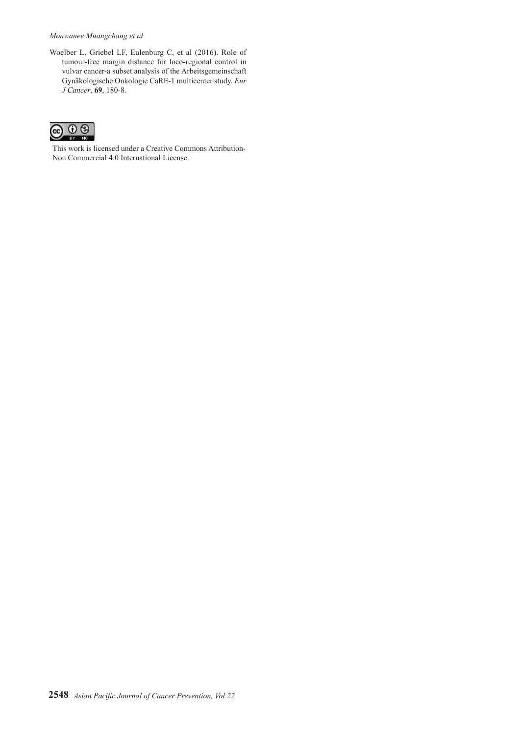Woelber L, Griebel LF, Eulenburg C, et al (2016). Role of tumour-free margin distance for loco-regional control in vulvar cancer-a subset analysis of the Arbeitsgemeinschaft Gynäkologische Onkologie CaRE-1 multicenter study. *Eur J Cancer*, **69**, 180-8.

This work is licensed under a Creative Commons Attribution-Non Commercial 4.0 International License.